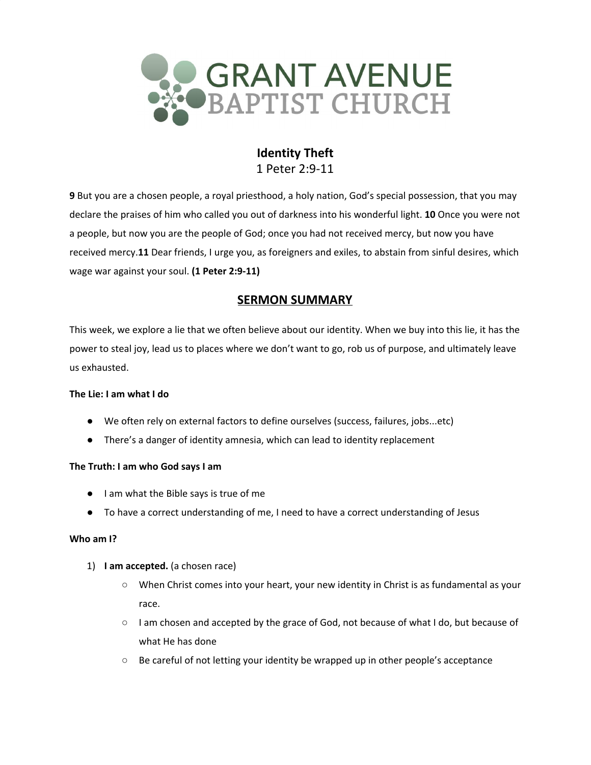GRANT AVENUE BAPTIST CHURCH

# Identity Theft

1 Peter 2:9-11

**9** But you are a chosen people, a royal priesthood, a holy nation, God's special possession, that you may declare the praises of him who called you out of darkness into his wonderful light. **10** Once you were not a people, but now you are the people of God; once you had not received mercy, but now you have received mercy.**11** Dear friends, I urge you, as foreigners and exiles, to abstain from sinful desires, which wage war against your soul. **(1 Peter 2:9-11)**

## SERMON SUMMARY

This week, we explore a lie that we often believe about our identity. When we buy into this lie, it has the power to steal joy, lead us to places where we don't want to go, rob us of purpose, and ultimately leave us exhausted.

**The Lie: I am what I do**

- We often rely on external factors to define ourselves (success, failures, jobs...etc)
- There's a danger of identity amnesia, which can lead to identity replacement

**The Truth: I am who God says I am**

- I am what the Bible says is true of me
- To have a correct understanding of me, I need to have a correct understanding of Jesus

**Who am I?**

1) **I am accepted.** (a chosen race)
    - When Christ comes into your heart, your new identity in Christ is as fundamental as your race.
    - I am chosen and accepted by the grace of God, not because of what I do, but because of what He has done
    - Be careful of not letting your identity be wrapped up in other people's acceptance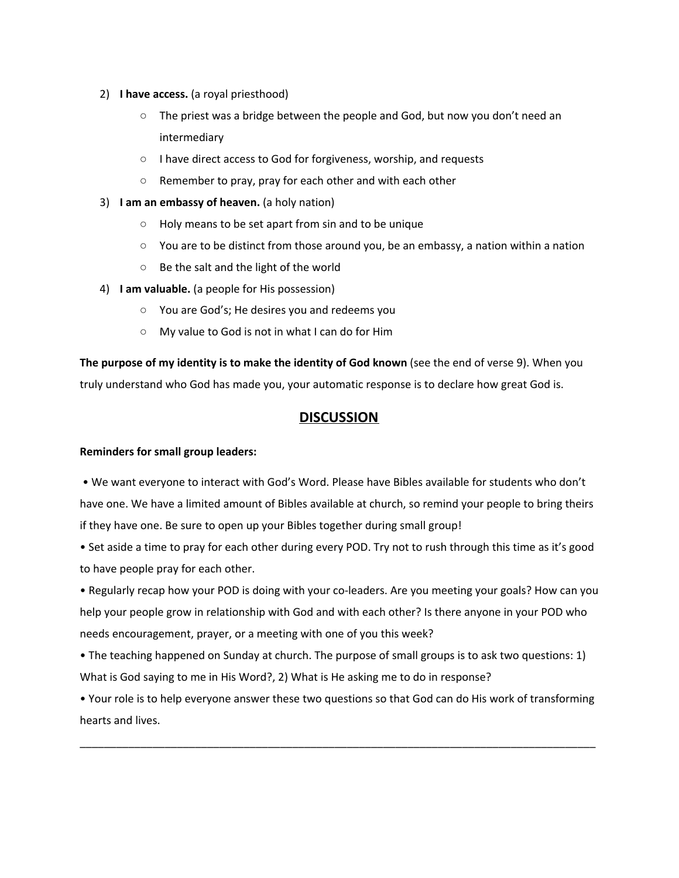2) **I have access.** (a royal priesthood)
    - The priest was a bridge between the people and God, but now you don't need an intermediary
    - I have direct access to God for forgiveness, worship, and requests
    - Remember to pray, pray for each other and with each other
3) **I am an embassy of heaven.** (a holy nation)
    - Holy means to be set apart from sin and to be unique
    - You are to be distinct from those around you, be an embassy, a nation within a nation
    - Be the salt and the light of the world
4) **I am valuable.** (a people for His possession)
    - You are God's; He desires you and redeems you
    - My value to God is not in what I can do for Him

**The purpose of my identity is to make the identity of God known** (see the end of verse 9). When you truly understand who God has made you, your automatic response is to declare how great God is.

## DISCUSSION

**Reminders for small group leaders:**

• We want everyone to interact with God's Word. Please have Bibles available for students who don't have one. We have a limited amount of Bibles available at church, so remind your people to bring theirs if they have one. Be sure to open up your Bibles together during small group!

• Set aside a time to pray for each other during every POD. Try not to rush through this time as it's good to have people pray for each other.

• Regularly recap how your POD is doing with your co-leaders. Are you meeting your goals? How can you help your people grow in relationship with God and with each other? Is there anyone in your POD who needs encouragement, prayer, or a meeting with one of you this week?

• The teaching happened on Sunday at church. The purpose of small groups is to ask two questions: 1) What is God saying to me in His Word?, 2) What is He asking me to do in response?

• Your role is to help everyone answer these two questions so that God can do His work of transforming hearts and lives.

---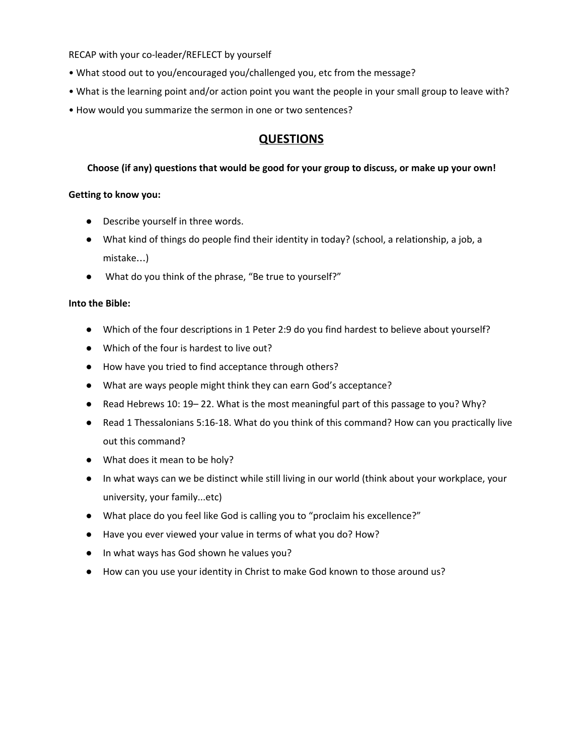RECAP with your co-leader/REFLECT by yourself

- What stood out to you/encouraged you/challenged you, etc from the message?
- What is the learning point and/or action point you want the people in your small group to leave with?
- How would you summarize the sermon in one or two sentences?

## QUESTIONS

**Choose (if any) questions that would be good for your group to discuss, or make up your own!**

**Getting to know you:**

- Describe yourself in three words.
- What kind of things do people find their identity in today? (school, a relationship, a job, a mistake…)
- What do you think of the phrase, "Be true to yourself?"

**Into the Bible:**

- Which of the four descriptions in 1 Peter 2:9 do you find hardest to believe about yourself?
- Which of the four is hardest to live out?
- How have you tried to find acceptance through others?
- What are ways people might think they can earn God's acceptance?
- Read Hebrews 10: 19– 22. What is the most meaningful part of this passage to you? Why?
- Read 1 Thessalonians 5:16-18. What do you think of this command? How can you practically live out this command?
- What does it mean to be holy?
- In what ways can we be distinct while still living in our world (think about your workplace, your university, your family...etc)
- What place do you feel like God is calling you to "proclaim his excellence?"
- Have you ever viewed your value in terms of what you do? How?
- In what ways has God shown he values you?
- How can you use your identity in Christ to make God known to those around us?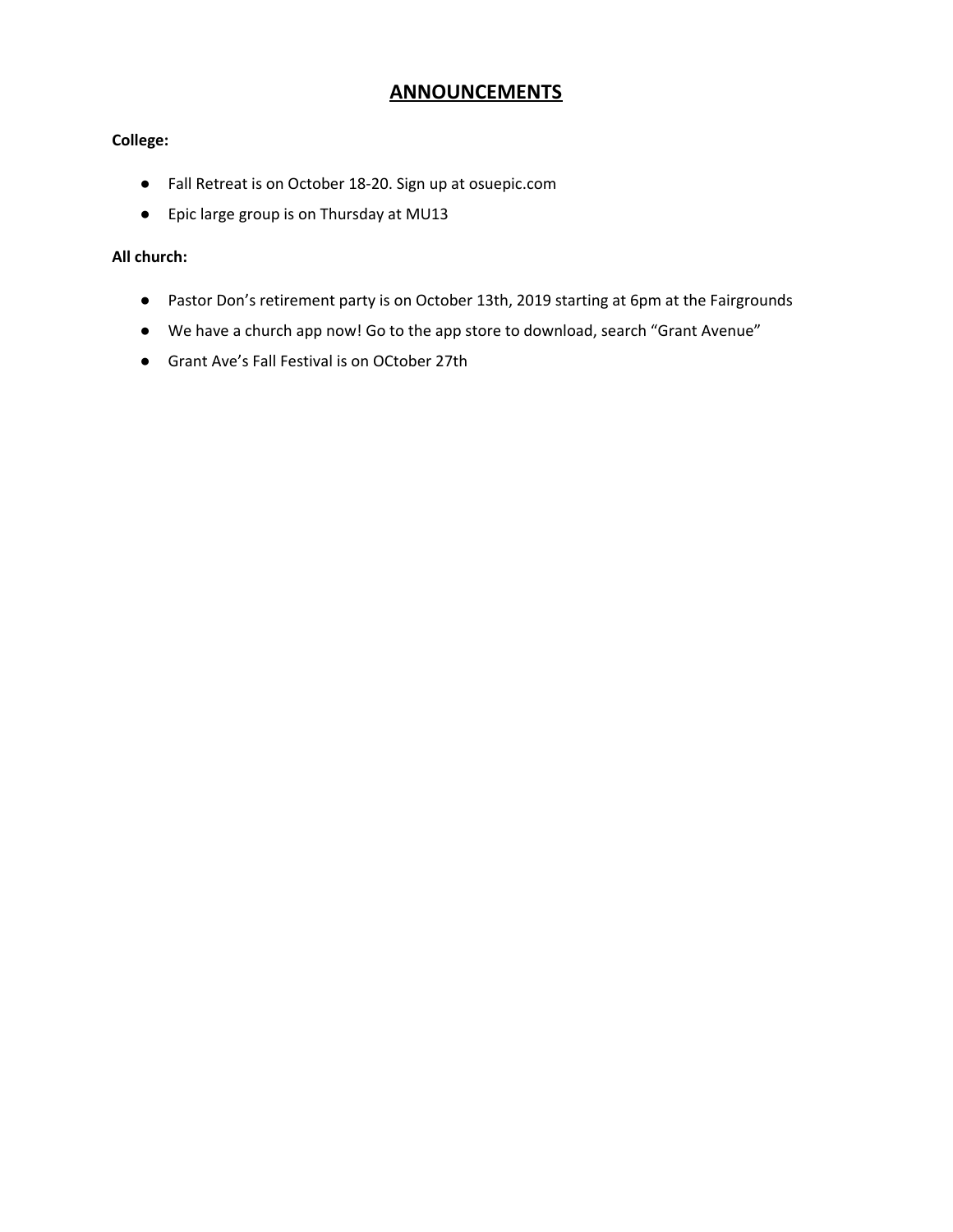# ANNOUNCEMENTS

**College:**

- Fall Retreat is on October 18-20. Sign up at osuepic.com
- Epic large group is on Thursday at MU13

**All church:**

- Pastor Don's retirement party is on October 13th, 2019 starting at 6pm at the Fairgrounds
- We have a church app now! Go to the app store to download, search "Grant Avenue"
- Grant Ave's Fall Festival is on OCtober 27th